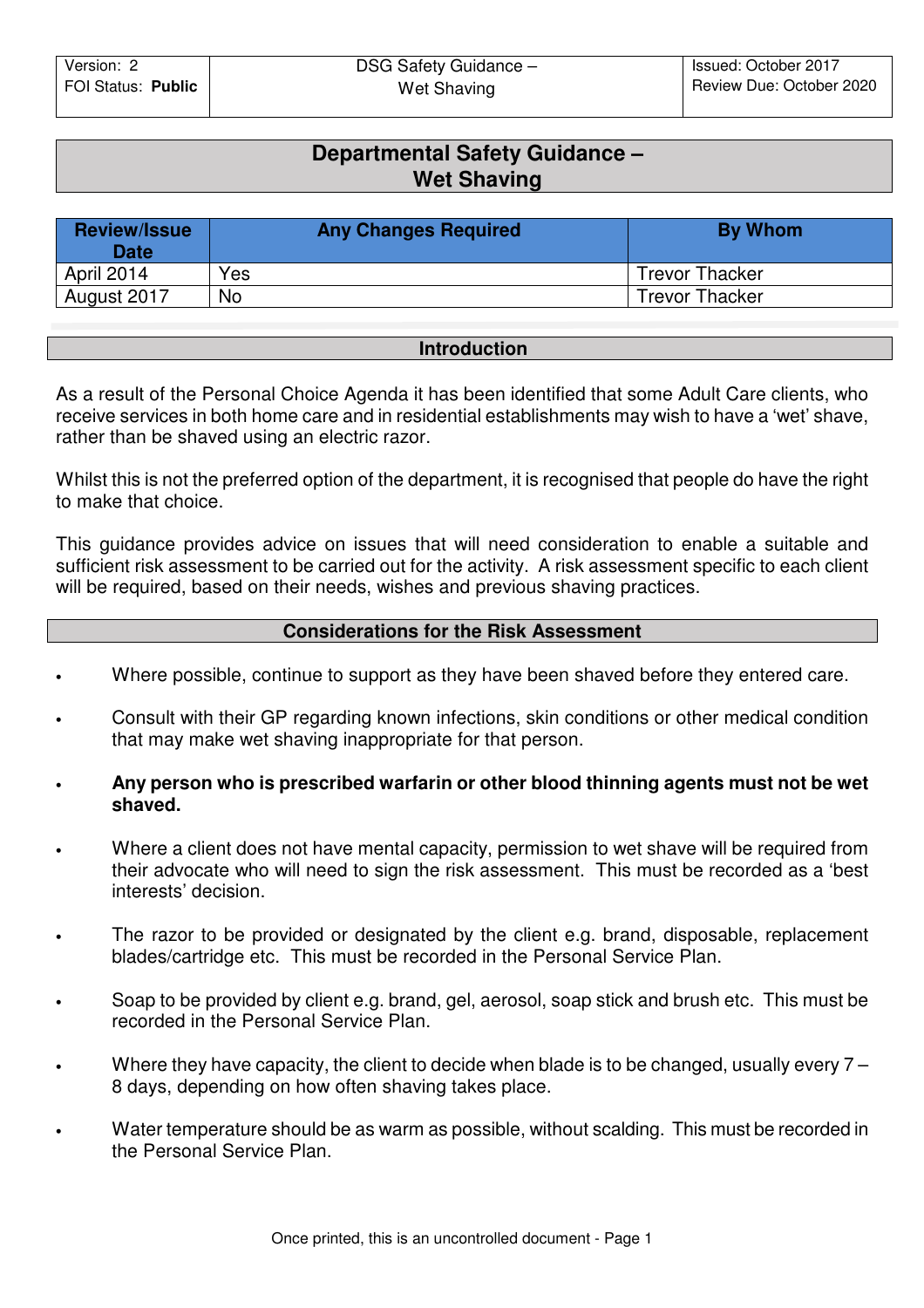| Version: 2<br>FOI Status: **Public** | DSG Safety Guidance – Wet Shaving | Issued: October 2017<br>Review Due: October 2020 |
|---|---|---|

# Departmental Safety Guidance – Wet Shaving

| Review/Issue Date | Any Changes Required | By Whom |
|---|---|---|
| April 2014 | Yes | Trevor Thacker |
| August 2017 | No | Trevor Thacker |

## Introduction

As a result of the Personal Choice Agenda it has been identified that some Adult Care clients, who receive services in both home care and in residential establishments may wish to have a 'wet' shave, rather than be shaved using an electric razor.

Whilst this is not the preferred option of the department, it is recognised that people do have the right to make that choice.

This guidance provides advice on issues that will need consideration to enable a suitable and sufficient risk assessment to be carried out for the activity. A risk assessment specific to each client will be required, based on their needs, wishes and previous shaving practices.

## Considerations for the Risk Assessment

- Where possible, continue to support as they have been shaved before they entered care.
- Consult with their GP regarding known infections, skin conditions or other medical condition that may make wet shaving inappropriate for that person.
- **Any person who is prescribed warfarin or other blood thinning agents must not be wet shaved.**
- Where a client does not have mental capacity, permission to wet shave will be required from their advocate who will need to sign the risk assessment. This must be recorded as a 'best interests' decision.
- The razor to be provided or designated by the client e.g. brand, disposable, replacement blades/cartridge etc. This must be recorded in the Personal Service Plan.
- Soap to be provided by client e.g. brand, gel, aerosol, soap stick and brush etc. This must be recorded in the Personal Service Plan.
- Where they have capacity, the client to decide when blade is to be changed, usually every 7 – 8 days, depending on how often shaving takes place.
- Water temperature should be as warm as possible, without scalding. This must be recorded in the Personal Service Plan.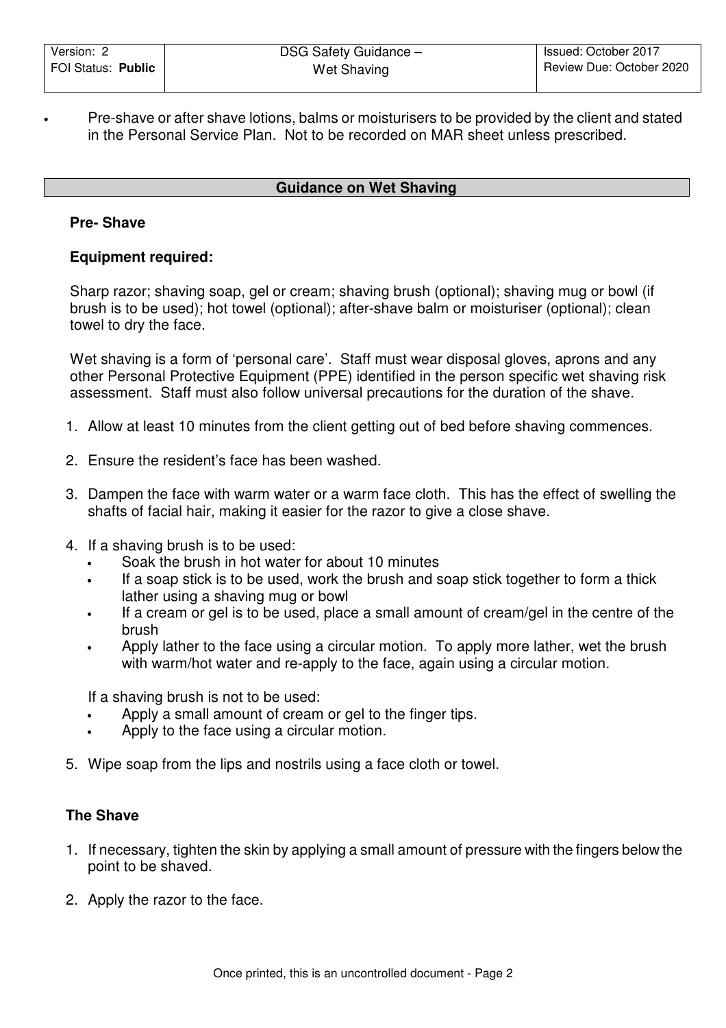- Pre-shave or after shave lotions, balms or moisturisers to be provided by the client and stated in the Personal Service Plan. Not to be recorded on MAR sheet unless prescribed.

## Guidance on Wet Shaving

### Pre- Shave

**Equipment required:**

Sharp razor; shaving soap, gel or cream; shaving brush (optional); shaving mug or bowl (if brush is to be used); hot towel (optional); after-shave balm or moisturiser (optional); clean towel to dry the face.

Wet shaving is a form of 'personal care'. Staff must wear disposal gloves, aprons and any other Personal Protective Equipment (PPE) identified in the person specific wet shaving risk assessment. Staff must also follow universal precautions for the duration of the shave.

1. Allow at least 10 minutes from the client getting out of bed before shaving commences.
2. Ensure the resident's face has been washed.
3. Dampen the face with warm water or a warm face cloth. This has the effect of swelling the shafts of facial hair, making it easier for the razor to give a close shave.
4. If a shaving brush is to be used:
   - Soak the brush in hot water for about 10 minutes
   - If a soap stick is to be used, work the brush and soap stick together to form a thick lather using a shaving mug or bowl
   - If a cream or gel is to be used, place a small amount of cream/gel in the centre of the brush
   - Apply lather to the face using a circular motion. To apply more lather, wet the brush with warm/hot water and re-apply to the face, again using a circular motion.

   If a shaving brush is not to be used:
   - Apply a small amount of cream or gel to the finger tips.
   - Apply to the face using a circular motion.
5. Wipe soap from the lips and nostrils using a face cloth or towel.

### The Shave

1. If necessary, tighten the skin by applying a small amount of pressure with the fingers below the point to be shaved.
2. Apply the razor to the face.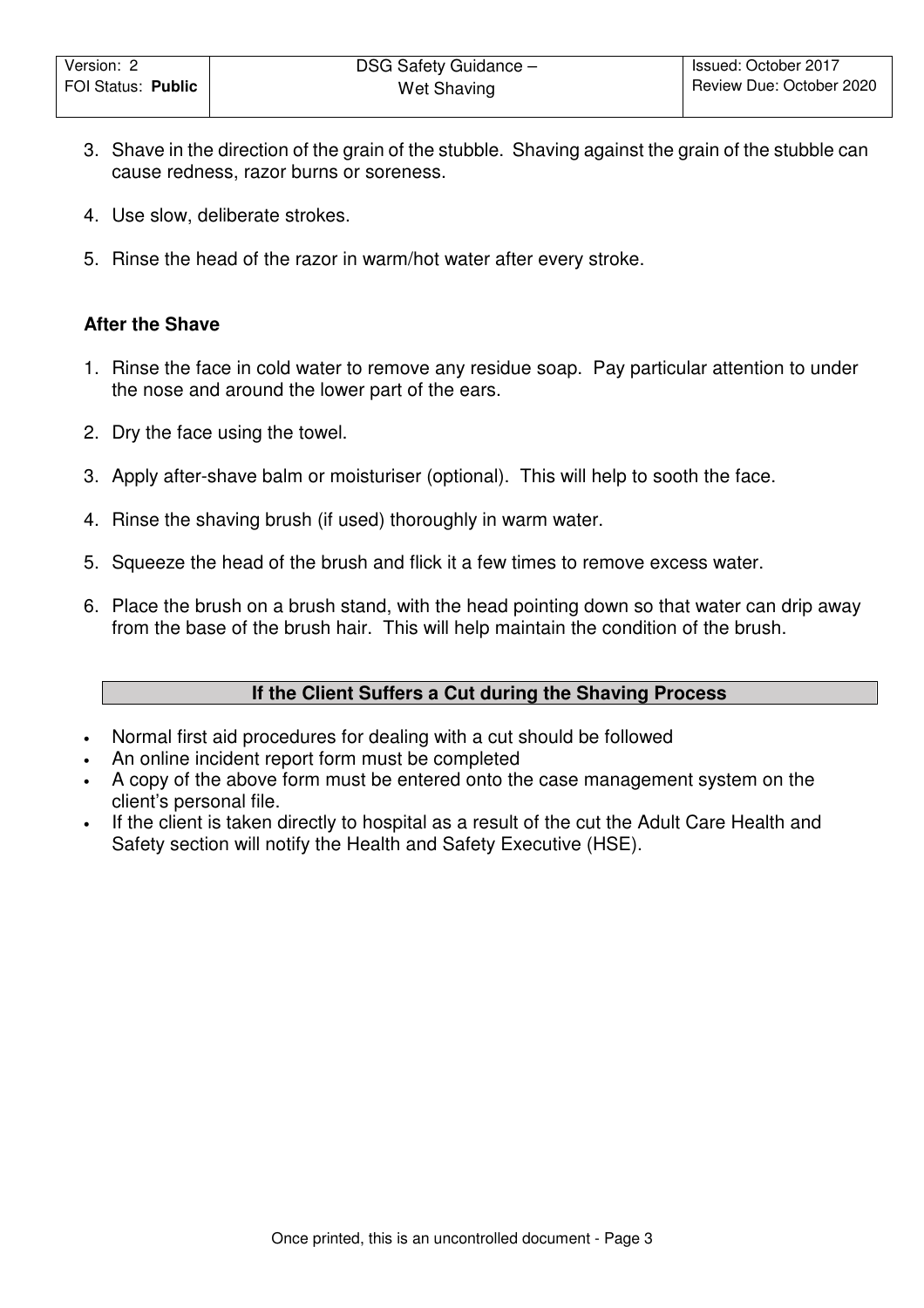3. Shave in the direction of the grain of the stubble. Shaving against the grain of the stubble can cause redness, razor burns or soreness.
4. Use slow, deliberate strokes.
5. Rinse the head of the razor in warm/hot water after every stroke.

**After the Shave**

1. Rinse the face in cold water to remove any residue soap. Pay particular attention to under the nose and around the lower part of the ears.
2. Dry the face using the towel.
3. Apply after-shave balm or moisturiser (optional). This will help to sooth the face.
4. Rinse the shaving brush (if used) thoroughly in warm water.
5. Squeeze the head of the brush and flick it a few times to remove excess water.
6. Place the brush on a brush stand, with the head pointing down so that water can drip away from the base of the brush hair. This will help maintain the condition of the brush.

**If the Client Suffers a Cut during the Shaving Process**

- Normal first aid procedures for dealing with a cut should be followed
- An online incident report form must be completed
- A copy of the above form must be entered onto the case management system on the client's personal file.
- If the client is taken directly to hospital as a result of the cut the Adult Care Health and Safety section will notify the Health and Safety Executive (HSE).